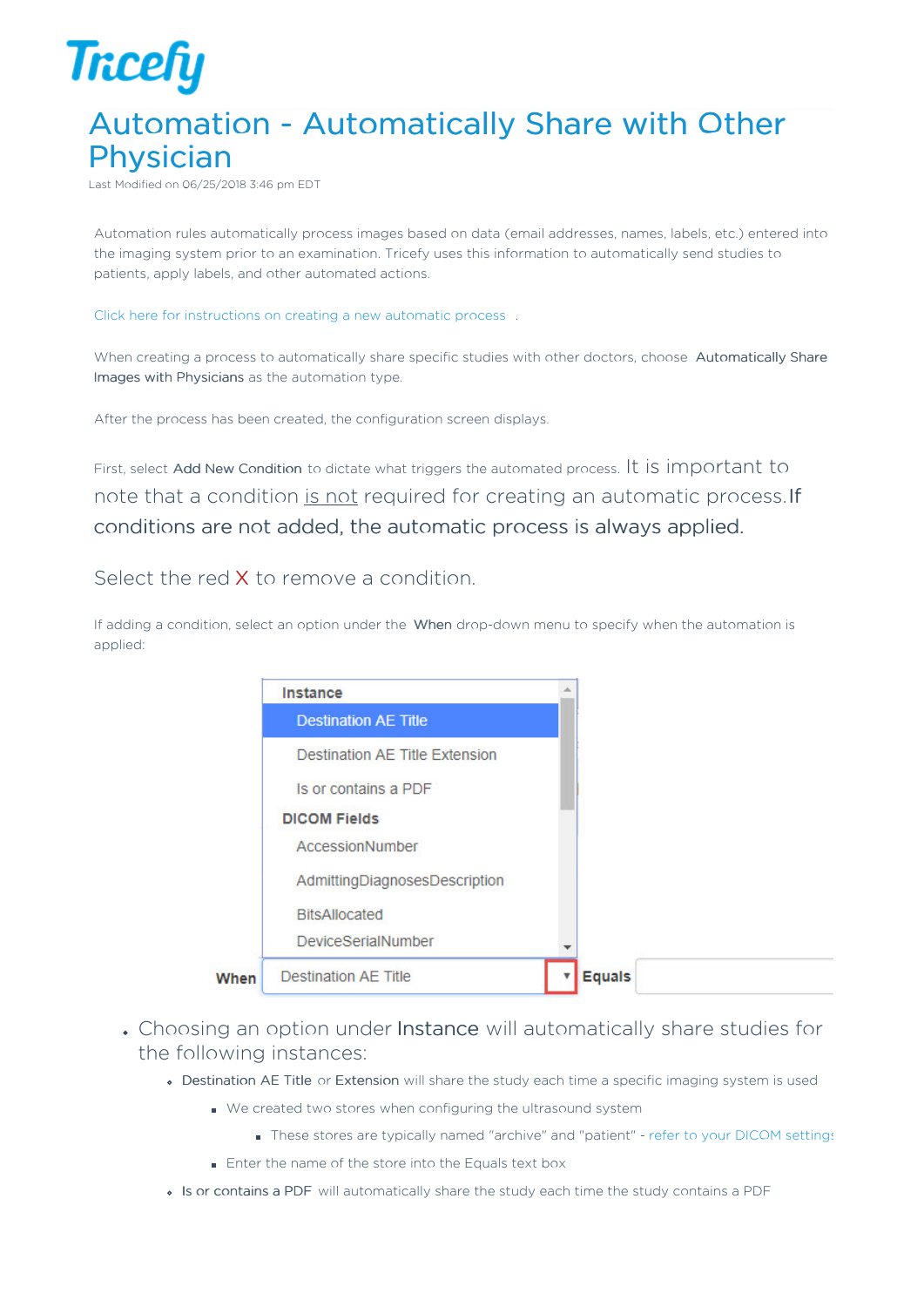# Automation - Automatically Share with Other Physician

Last Modified on 06/25/2018 3:46 pm EDT

Automation rules automatically process images based on data (email addresses, names, labels, etc.) entered into the imaging system prior to an examination. Tricefy uses this information to automatically send studies to patients, apply labels, and other automated actions.

Click here for instructions on creating a new automatic process .

When creating a process to automatically share specific studies with other doctors, choose **Automatically Share Images with Physicians** as the automation type.

After the process has been created, the configuration screen displays.

First, select **Add New Condition** to dictate what triggers the automated process. It is important to note that a condition is not required for creating an automatic process. If conditions are not added, the automatic process is always applied.

Select the red X to remove a condition.

If adding a condition, select an option under the **When** drop-down menu to specify when the automation is applied:

- Choosing an option under **Instance** will automatically share studies for the following instances:
  - **Destination AE Title** or **Extension** will share the study each time a specific imaging system is used
    - We created two stores when configuring the ultrasound system
      - These stores are typically named "archive" and "patient" - refer to your DICOM settings
    - Enter the name of the store into the Equals text box
  - **Is or contains a PDF** will automatically share the study each time the study contains a PDF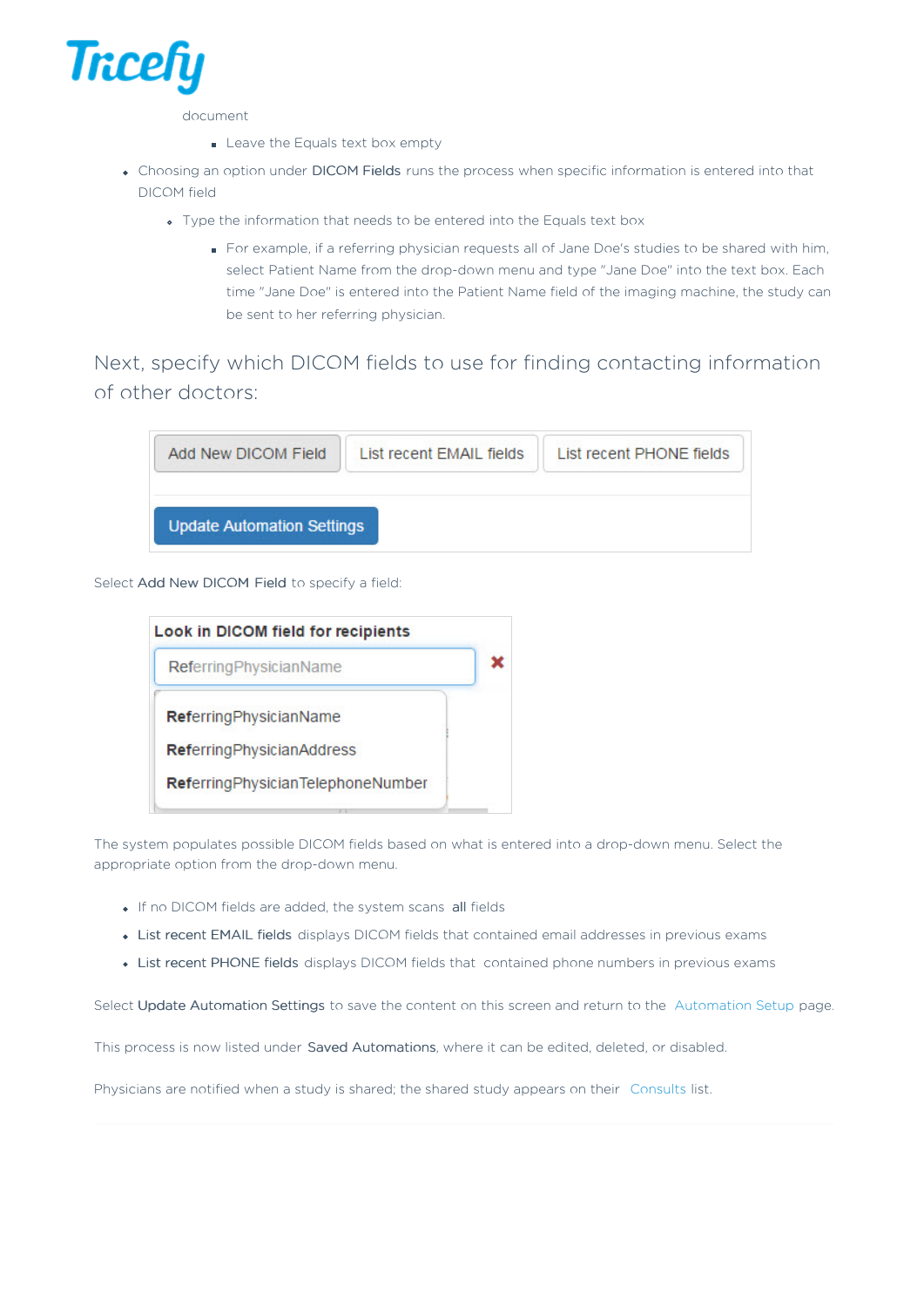document

  - Leave the Equals text box empty

- Choosing an option under **DICOM Fields** runs the process when specific information is entered into that DICOM field
  - Type the information that needs to be entered into the Equals text box
    - For example, if a referring physician requests all of Jane Doe's studies to be shared with him, select Patient Name from the drop-down menu and type "Jane Doe" into the text box. Each time "Jane Doe" is entered into the Patient Name field of the imaging machine, the study can be sent to her referring physician.

## Next, specify which DICOM fields to use for finding contacting information of other doctors:

Add New DICOM Field | List recent EMAIL fields | List recent PHONE fields

Update Automation Settings

Select **Add New DICOM Field** to specify a field:

**Look in DICOM field for recipients**

ReferringPhysicianName

ReferringPhysicianName
ReferringPhysicianAddress
ReferringPhysicianTelephoneNumber

The system populates possible DICOM fields based on what is entered into a drop-down menu. Select the appropriate option from the drop-down menu.

- If no DICOM fields are added, the system scans **all** fields
- **List recent EMAIL fields** displays DICOM fields that contained email addresses in previous exams
- **List recent PHONE fields** displays DICOM fields that contained phone numbers in previous exams

Select **Update Automation Settings** to save the content on this screen and return to the Automation Setup page.

This process is now listed under **Saved Automations**, where it can be edited, deleted, or disabled.

Physicians are notified when a study is shared; the shared study appears on their Consults list.